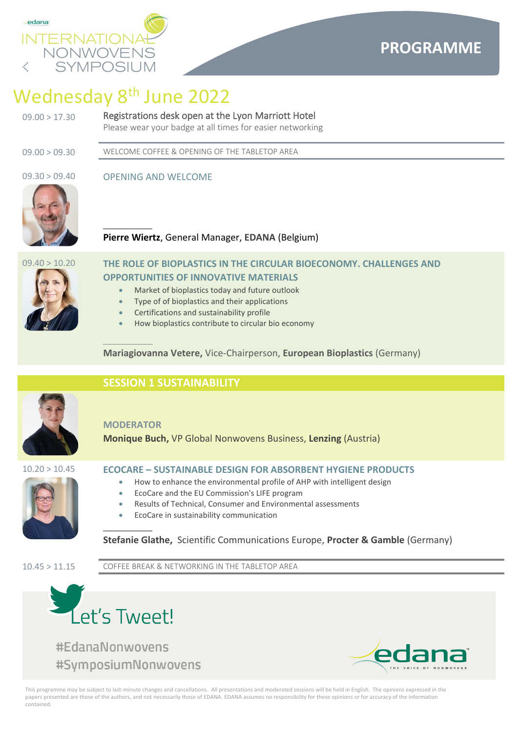edana

# INTERNATIONAL NONWOVENS SYMPOSIUM

## PROGRAMME

# Wednesday 8th June 2022

09.00 > 17.30

**Registrations desk open at the Lyon Marriott Hotel**
Please wear your badge at all times for easier networking

09.00 > 09.30

WELCOME COFFEE & OPENING OF THE TABLETOP AREA

09.30 > 09.40

### OPENING AND WELCOME

**Pierre Wiertz**, General Manager, **EDANA** (Belgium)

09.40 > 10.20

### THE ROLE OF BIOPLASTICS IN THE CIRCULAR BIOECONOMY. CHALLENGES AND OPPORTUNITIES OF INNOVATIVE MATERIALS

- Market of bioplastics today and future outlook
- Type of of bioplastics and their applications
- Certifications and sustainability profile
- How bioplastics contribute to circular bio economy

**Mariagiovanna Vetere,** Vice-Chairperson, **European Bioplastics** (Germany)

## SESSION 1 SUSTAINABILITY

MODERATOR

**Monique Buch,** VP Global Nonwovens Business, **Lenzing** (Austria)

10.20 > 10.45

### ECOCARE – SUSTAINABLE DESIGN FOR ABSORBENT HYGIENE PRODUCTS

- How to enhance the environmental profile of AHP with intelligent design
- EcoCare and the EU Commission's LIFE program
- Results of Technical, Consumer and Environmental assessments
- EcoCare in sustainability communication

**Stefanie Glathe,** Scientific Communications Europe, **Procter & Gamble** (Germany)

10.45 > 11.15

COFFEE BREAK & NETWORKING IN THE TABLETOP AREA

Let's Tweet!

#EdanaNonwovens
#SymposiumNonwovens

edana THE VOICE OF NONWOVENS

This programme may be subject to last-minute changes and cancellations. All presentations and moderated sessions will be held in English. The opinions expressed in the papers presented are those of the authors, and not necessarily those of EDANA. EDANA assumes no responsibility for these opinions or for accuracy of the information contained.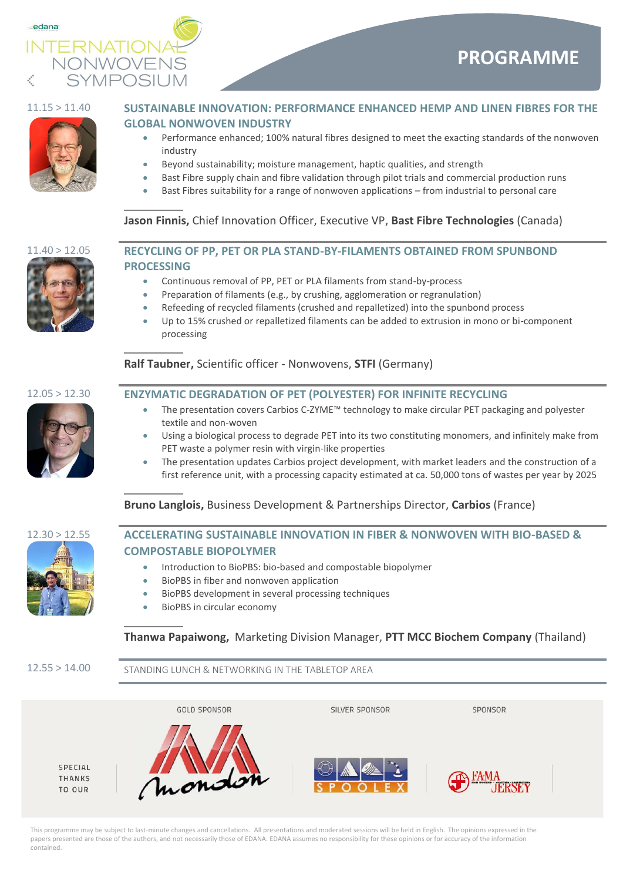# PROGRAMME

**11.15 > 11.40**

## SUSTAINABLE INNOVATION: PERFORMANCE ENHANCED HEMP AND LINEN FIBRES FOR THE GLOBAL NONWOVEN INDUSTRY

- Performance enhanced; 100% natural fibres designed to meet the exacting standards of the nonwoven industry
- Beyond sustainability; moisture management, haptic qualities, and strength
- Bast Fibre supply chain and fibre validation through pilot trials and commercial production runs
- Bast Fibres suitability for a range of nonwoven applications – from industrial to personal care

**Jason Finnis,** Chief Innovation Officer, Executive VP, **Bast Fibre Technologies** (Canada)

**11.40 > 12.05**

## RECYCLING OF PP, PET OR PLA STAND-BY-FILAMENTS OBTAINED FROM SPUNBOND PROCESSING

- Continuous removal of PP, PET or PLA filaments from stand-by-process
- Preparation of filaments (e.g., by crushing, agglomeration or regranulation)
- Refeeding of recycled filaments (crushed and repalletized) into the spunbond process
- Up to 15% crushed or repalletized filaments can be added to extrusion in mono or bi-component processing

**Ralf Taubner,** Scientific officer - Nonwovens, **STFI** (Germany)

**12.05 > 12.30**

## ENZYMATIC DEGRADATION OF PET (POLYESTER) FOR INFINITE RECYCLING

- The presentation covers Carbios C-ZYME™ technology to make circular PET packaging and polyester textile and non-woven
- Using a biological process to degrade PET into its two constituting monomers, and infinitely make from PET waste a polymer resin with virgin-like properties
- The presentation updates Carbios project development, with market leaders and the construction of a first reference unit, with a processing capacity estimated at ca. 50,000 tons of wastes per year by 2025

**Bruno Langlois,** Business Development & Partnerships Director, **Carbios** (France)

**12.30 > 12.55**

## ACCELERATING SUSTAINABLE INNOVATION IN FIBER & NONWOVEN WITH BIO-BASED & COMPOSTABLE BIOPOLYMER

- Introduction to BioPBS: bio-based and compostable biopolymer
- BioPBS in fiber and nonwoven application
- BioPBS development in several processing techniques
- BioPBS in circular economy

**Thanwa Papaiwong,** Marketing Division Manager, **PTT MCC Biochem Company** (Thailand)

**12.55 > 14.00**

STANDING LUNCH & NETWORKING IN THE TABLETOP AREA

SPECIAL THANKS TO OUR

GOLD SPONSOR: Mondon

SILVER SPONSOR: SPOOLEX

SPONSOR: FAMA JERSEY

This programme may be subject to last-minute changes and cancellations. All presentations and moderated sessions will be held in English. The opinions expressed in the papers presented are those of the authors, and not necessarily those of EDANA. EDANA assumes no responsibility for these opinions or for accuracy of the information contained.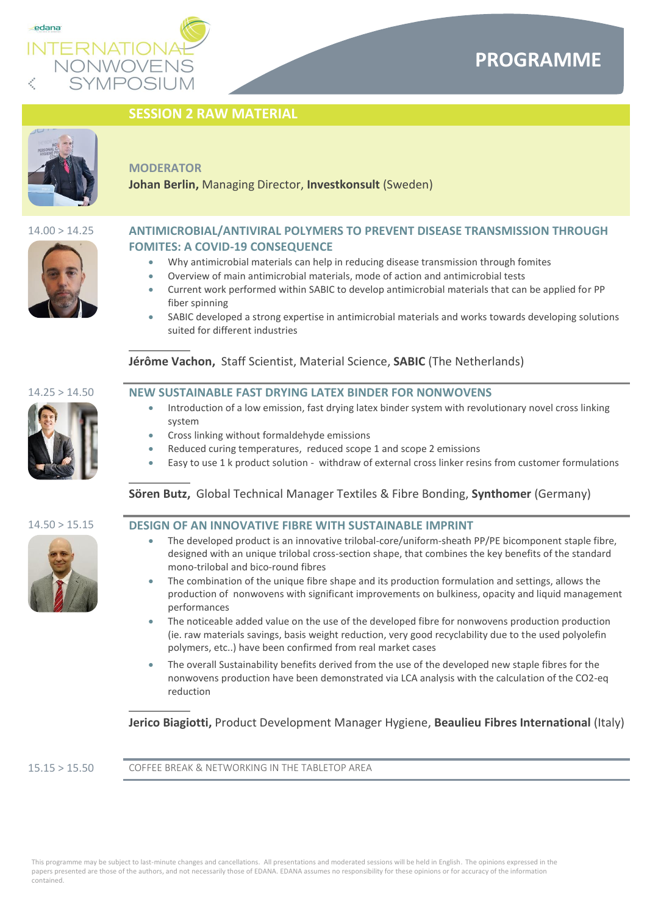# PROGRAMME

## SESSION 2 RAW MATERIAL

**MODERATOR**

**Johan Berlin,** Managing Director, **Investkonsult** (Sweden)

14.00 > 14.25

### ANTIMICROBIAL/ANTIVIRAL POLYMERS TO PREVENT DISEASE TRANSMISSION THROUGH FOMITES: A COVID-19 CONSEQUENCE

- Why antimicrobial materials can help in reducing disease transmission through fomites
- Overview of main antimicrobial materials, mode of action and antimicrobial tests
- Current work performed within SABIC to develop antimicrobial materials that can be applied for PP fiber spinning
- SABIC developed a strong expertise in antimicrobial materials and works towards developing solutions suited for different industries

**Jérôme Vachon,** Staff Scientist, Material Science, **SABIC** (The Netherlands)

14.25 > 14.50

### NEW SUSTAINABLE FAST DRYING LATEX BINDER FOR NONWOVENS

- Introduction of a low emission, fast drying latex binder system with revolutionary novel cross linking system
- Cross linking without formaldehyde emissions
- Reduced curing temperatures, reduced scope 1 and scope 2 emissions
- Easy to use 1 k product solution - withdraw of external cross linker resins from customer formulations

**Sören Butz,** Global Technical Manager Textiles & Fibre Bonding, **Synthomer** (Germany)

14.50 > 15.15

### DESIGN OF AN INNOVATIVE FIBRE WITH SUSTAINABLE IMPRINT

- The developed product is an innovative trilobal-core/uniform-sheath PP/PE bicomponent staple fibre, designed with an unique trilobal cross-section shape, that combines the key benefits of the standard mono-trilobal and bico-round fibres
- The combination of the unique fibre shape and its production formulation and settings, allows the production of nonwovens with significant improvements on bulkiness, opacity and liquid management performances
- The noticeable added value on the use of the developed fibre for nonwovens production production (ie. raw materials savings, basis weight reduction, very good recyclability due to the used polyolefin polymers, etc..) have been confirmed from real market cases
- The overall Sustainability benefits derived from the use of the developed new staple fibres for the nonwovens production have been demonstrated via LCA analysis with the calculation of the CO2-eq reduction

**Jerico Biagiotti,** Product Development Manager Hygiene, **Beaulieu Fibres International** (Italy)

15.15 > 15.50

COFFEE BREAK & NETWORKING IN THE TABLETOP AREA

This programme may be subject to last-minute changes and cancellations. All presentations and moderated sessions will be held in English. The opinions expressed in the papers presented are those of the authors, and not necessarily those of EDANA. EDANA assumes no responsibility for these opinions or for accuracy of the information contained.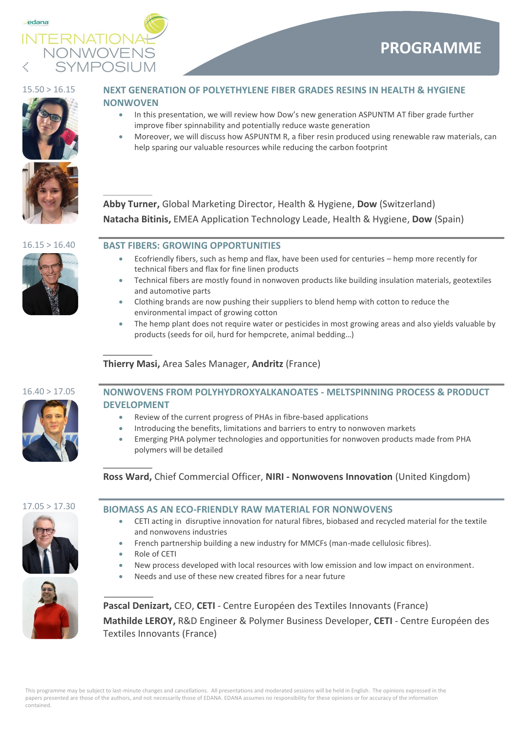## 15.50 > 16.15

### NEXT GENERATION OF POLYETHYLENE FIBER GRADES RESINS IN HEALTH & HYGIENE NONWOVEN

- In this presentation, we will review how Dow's new generation ASPUNTM AT fiber grade further improve fiber spinnability and potentially reduce waste generation
- Moreover, we will discuss how ASPUNTM R, a fiber resin produced using renewable raw materials, can help sparing our valuable resources while reducing the carbon footprint

**Abby Turner,** Global Marketing Director, Health & Hygiene, **Dow** (Switzerland)

**Natacha Bitinis,** EMEA Application Technology Leade, Health & Hygiene, **Dow** (Spain)

## 16.15 > 16.40

### BAST FIBERS: GROWING OPPORTUNITIES

- Ecofriendly fibers, such as hemp and flax, have been used for centuries – hemp more recently for technical fibers and flax for fine linen products
- Technical fibers are mostly found in nonwoven products like building insulation materials, geotextiles and automotive parts
- Clothing brands are now pushing their suppliers to blend hemp with cotton to reduce the environmental impact of growing cotton
- The hemp plant does not require water or pesticides in most growing areas and also yields valuable by products (seeds for oil, hurd for hempcrete, animal bedding…)

**Thierry Masi,** Area Sales Manager, **Andritz** (France)

## 16.40 > 17.05

### NONWOVENS FROM POLYHYDROXYALKANOATES - MELTSPINNING PROCESS & PRODUCT DEVELOPMENT

- Review of the current progress of PHAs in fibre-based applications
- Introducing the benefits, limitations and barriers to entry to nonwoven markets
- Emerging PHA polymer technologies and opportunities for nonwoven products made from PHA polymers will be detailed

**Ross Ward,** Chief Commercial Officer, **NIRI - Nonwovens Innovation** (United Kingdom)

## 17.05 > 17.30

### BIOMASS AS AN ECO-FRIENDLY RAW MATERIAL FOR NONWOVENS

- CETI acting in disruptive innovation for natural fibres, biobased and recycled material for the textile and nonwovens industries
- French partnership building a new industry for MMCFs (man-made cellulosic fibres).
- Role of CETI
- New process developed with local resources with low emission and low impact on environment.
- Needs and use of these new created fibres for a near future

**Pascal Denizart,** CEO, **CETI** - Centre Européen des Textiles Innovants (France)

**Mathilde LEROY,** R&D Engineer & Polymer Business Developer, **CETI** - Centre Européen des Textiles Innovants (France)

This programme may be subject to last-minute changes and cancellations. All presentations and moderated sessions will be held in English. The opinions expressed in the papers presented are those of the authors, and not necessarily those of EDANA. EDANA assumes no responsibility for these opinions or for accuracy of the information contained.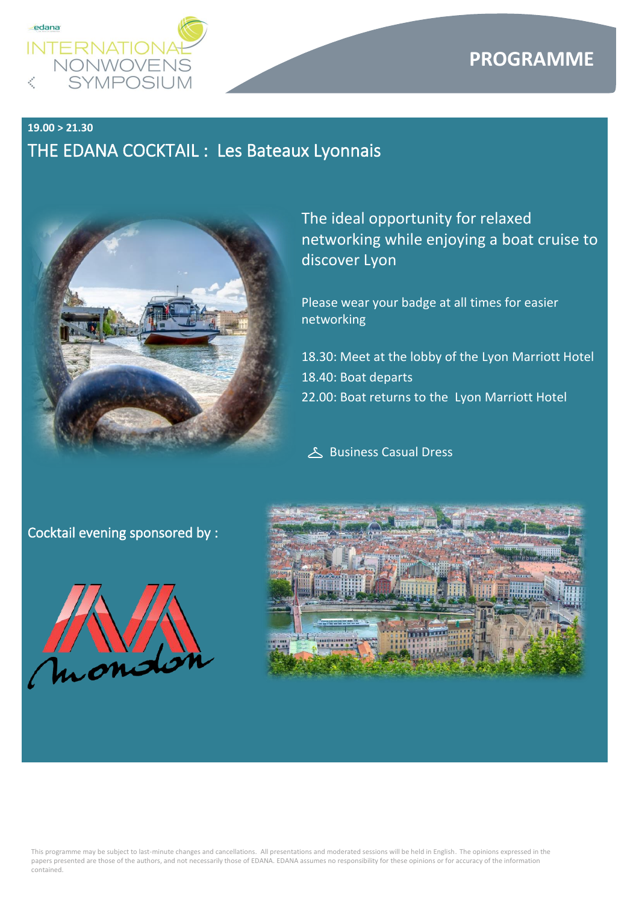# PROGRAMME

**19.00 > 21.30**

## THE EDANA COCKTAIL : Les Bateaux Lyonnais

The ideal opportunity for relaxed networking while enjoying a boat cruise to discover Lyon

Please wear your badge at all times for easier networking

18.30: Meet at the lobby of the Lyon Marriott Hotel
18.40: Boat departs
22.00: Boat returns to the Lyon Marriott Hotel

Business Casual Dress

Cocktail evening sponsored by :

This programme may be subject to last-minute changes and cancellations. All presentations and moderated sessions will be held in English. The opinions expressed in the papers presented are those of the authors, and not necessarily those of EDANA. EDANA assumes no responsibility for these opinions or for accuracy of the information contained.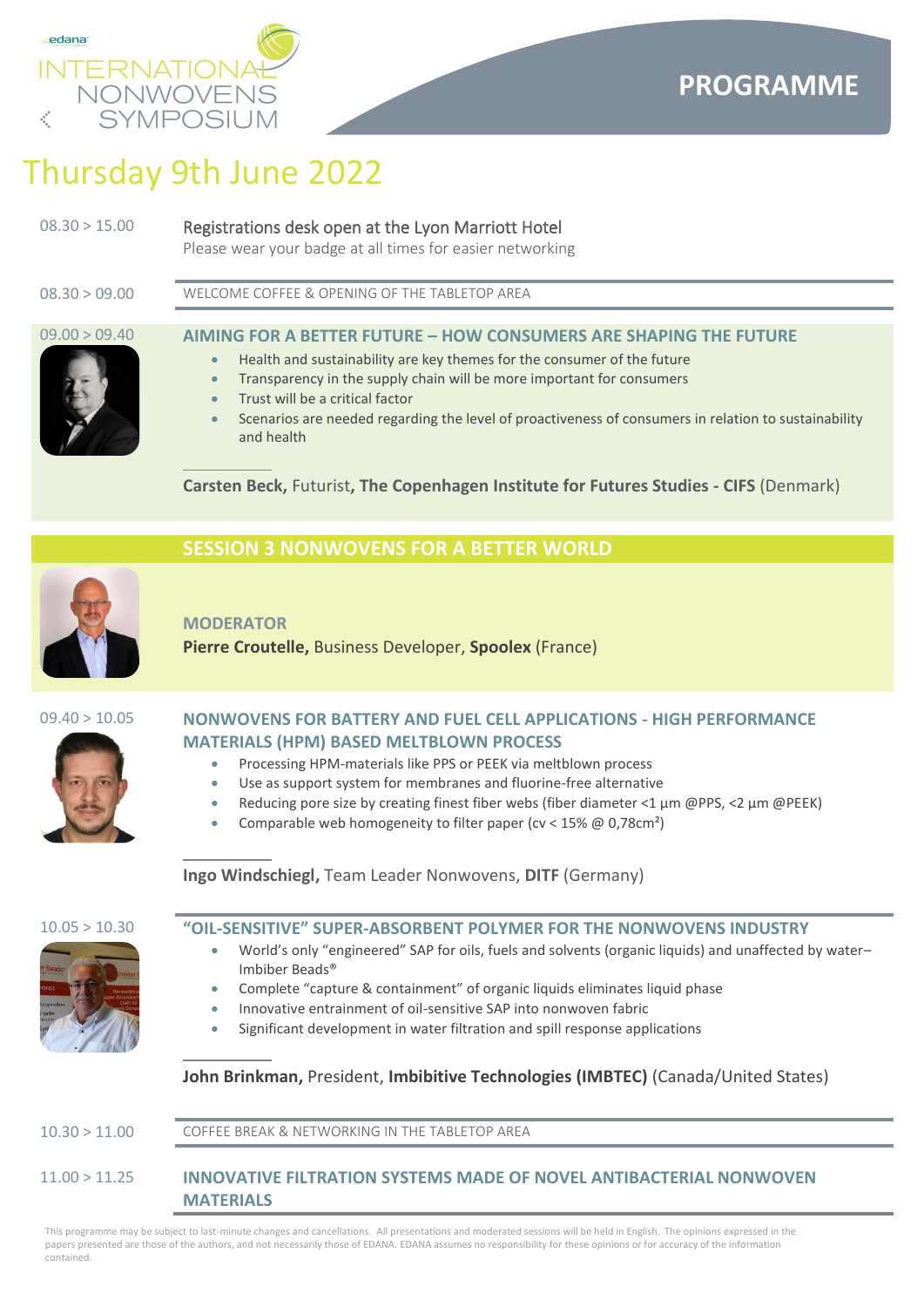edana INTERNATIONAL NONWOVENS SYMPOSIUM

**PROGRAMME**

# Thursday 9th June 2022

08.30 > 15.00

Registrations desk open at the Lyon Marriott Hotel
Please wear your badge at all times for easier networking

08.30 > 09.00

WELCOME COFFEE & OPENING OF THE TABLETOP AREA

09.00 > 09.40

### AIMING FOR A BETTER FUTURE – HOW CONSUMERS ARE SHAPING THE FUTURE

- Health and sustainability are key themes for the consumer of the future
- Transparency in the supply chain will be more important for consumers
- Trust will be a critical factor
- Scenarios are needed regarding the level of proactiveness of consumers in relation to sustainability and health

**Carsten Beck,** Futurist**, The Copenhagen Institute for Futures Studies - CIFS** (Denmark)

## SESSION 3 NONWOVENS FOR A BETTER WORLD

**MODERATOR**
**Pierre Croutelle,** Business Developer, **Spoolex** (France)

09.40 > 10.05

### NONWOVENS FOR BATTERY AND FUEL CELL APPLICATIONS - HIGH PERFORMANCE MATERIALS (HPM) BASED MELTBLOWN PROCESS

- Processing HPM-materials like PPS or PEEK via meltblown process
- Use as support system for membranes and fluorine-free alternative
- Reducing pore size by creating finest fiber webs (fiber diameter <1 µm @PPS, <2 µm @PEEK)
- Comparable web homogeneity to filter paper (cv < 15% @ 0,78cm²)

**Ingo Windschiegl,** Team Leader Nonwovens, **DITF** (Germany)

10.05 > 10.30

### "OIL-SENSITIVE" SUPER-ABSORBENT POLYMER FOR THE NONWOVENS INDUSTRY

- World's only "engineered" SAP for oils, fuels and solvents (organic liquids) and unaffected by water– Imbiber Beads®
- Complete "capture & containment" of organic liquids eliminates liquid phase
- Innovative entrainment of oil-sensitive SAP into nonwoven fabric
- Significant development in water filtration and spill response applications

**John Brinkman,** President, **Imbibitive Technologies (IMBTEC)** (Canada/United States)

10.30 > 11.00

COFFEE BREAK & NETWORKING IN THE TABLETOP AREA

11.00 > 11.25

### INNOVATIVE FILTRATION SYSTEMS MADE OF NOVEL ANTIBACTERIAL NONWOVEN MATERIALS

This programme may be subject to last-minute changes and cancellations. All presentations and moderated sessions will be held in English. The opinions expressed in the papers presented are those of the authors, and not necessarily those of EDANA. EDANA assumes no responsibility for these opinions or for accuracy of the information contained.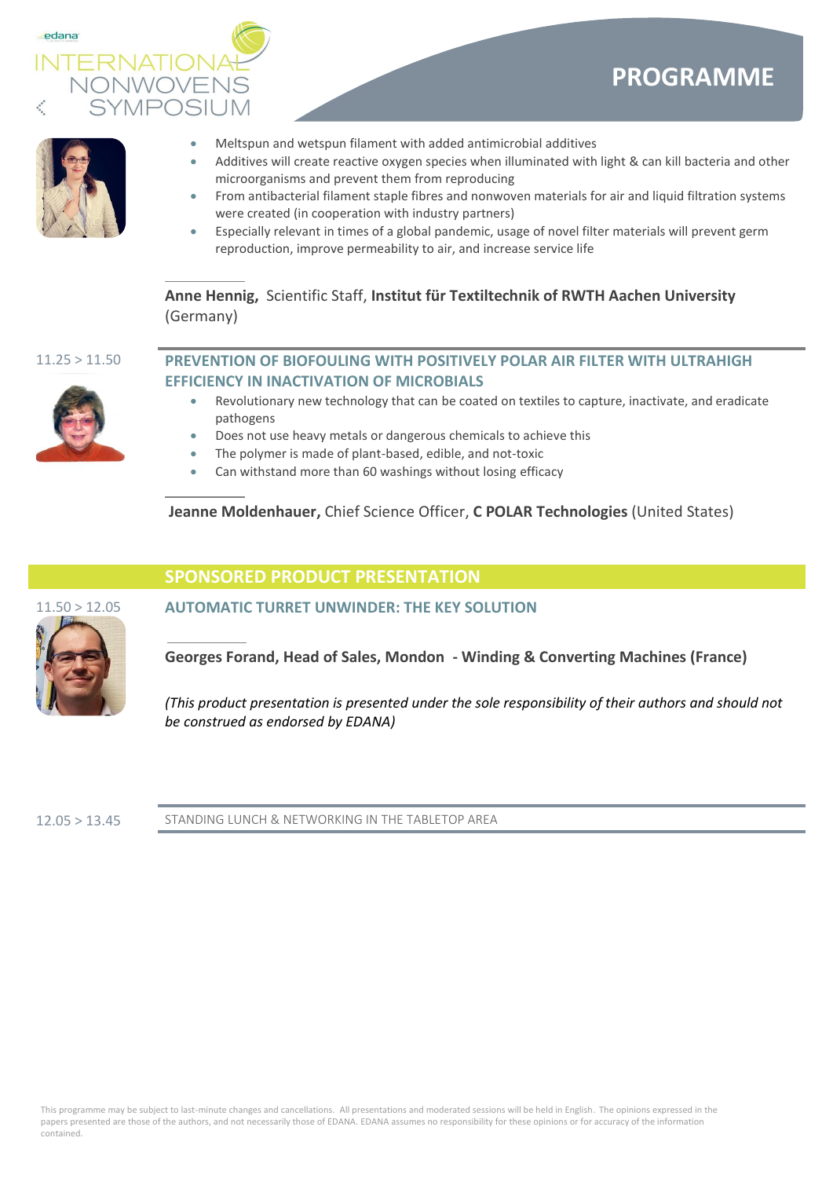- Meltspun and wetspun filament with added antimicrobial additives
- Additives will create reactive oxygen species when illuminated with light & can kill bacteria and other microorganisms and prevent them from reproducing
- From antibacterial filament staple fibres and nonwoven materials for air and liquid filtration systems were created (in cooperation with industry partners)
- Especially relevant in times of a global pandemic, usage of novel filter materials will prevent germ reproduction, improve permeability to air, and increase service life

**Anne Hennig,** Scientific Staff, **Institut für Textiltechnik of RWTH Aachen University** (Germany)

11.25 > 11.50

### PREVENTION OF BIOFOULING WITH POSITIVELY POLAR AIR FILTER WITH ULTRAHIGH EFFICIENCY IN INACTIVATION OF MICROBIALS

- Revolutionary new technology that can be coated on textiles to capture, inactivate, and eradicate pathogens
- Does not use heavy metals or dangerous chemicals to achieve this
- The polymer is made of plant-based, edible, and not-toxic
- Can withstand more than 60 washings without losing efficacy

**Jeanne Moldenhauer,** Chief Science Officer, **C POLAR Technologies** (United States)

## SPONSORED PRODUCT PRESENTATION

11.50 > 12.05

### AUTOMATIC TURRET UNWINDER: THE KEY SOLUTION

**Georges Forand, Head of Sales, Mondon - Winding & Converting Machines (France)**

*(This product presentation is presented under the sole responsibility of their authors and should not be construed as endorsed by EDANA)*

12.05 > 13.45

STANDING LUNCH & NETWORKING IN THE TABLETOP AREA

This programme may be subject to last-minute changes and cancellations. All presentations and moderated sessions will be held in English. The opinions expressed in the papers presented are those of the authors, and not necessarily those of EDANA. EDANA assumes no responsibility for these opinions or for accuracy of the information contained.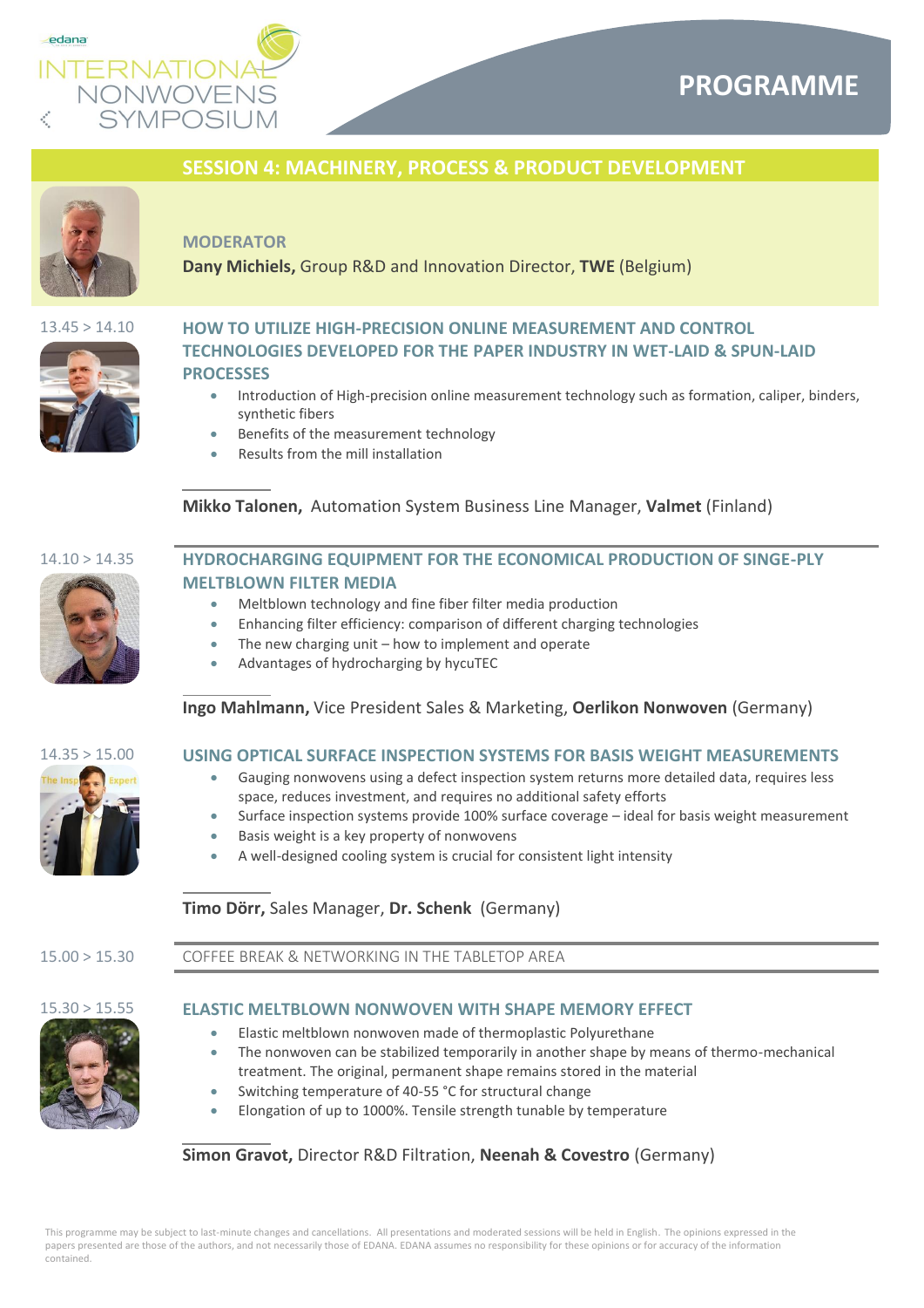# PROGRAMME

## SESSION 4: MACHINERY, PROCESS & PRODUCT DEVELOPMENT

**MODERATOR**

**Dany Michiels,** Group R&D and Innovation Director, **TWE** (Belgium)

13.45 > 14.10

### HOW TO UTILIZE HIGH-PRECISION ONLINE MEASUREMENT AND CONTROL TECHNOLOGIES DEVELOPED FOR THE PAPER INDUSTRY IN WET-LAID & SPUN-LAID PROCESSES

- Introduction of High-precision online measurement technology such as formation, caliper, binders, synthetic fibers
- Benefits of the measurement technology
- Results from the mill installation

**Mikko Talonen,** Automation System Business Line Manager, **Valmet** (Finland)

14.10 > 14.35

### HYDROCHARGING EQUIPMENT FOR THE ECONOMICAL PRODUCTION OF SINGE-PLY MELTBLOWN FILTER MEDIA

- Meltblown technology and fine fiber filter media production
- Enhancing filter efficiency: comparison of different charging technologies
- The new charging unit – how to implement and operate
- Advantages of hydrocharging by hycuTEC

**Ingo Mahlmann,** Vice President Sales & Marketing, **Oerlikon Nonwoven** (Germany)

14.35 > 15.00

### USING OPTICAL SURFACE INSPECTION SYSTEMS FOR BASIS WEIGHT MEASUREMENTS

- Gauging nonwovens using a defect inspection system returns more detailed data, requires less space, reduces investment, and requires no additional safety efforts
- Surface inspection systems provide 100% surface coverage – ideal for basis weight measurement
- Basis weight is a key property of nonwovens
- A well-designed cooling system is crucial for consistent light intensity

**Timo Dörr,** Sales Manager, **Dr. Schenk** (Germany)

15.00 > 15.30

COFFEE BREAK & NETWORKING IN THE TABLETOP AREA

15.30 > 15.55

### ELASTIC MELTBLOWN NONWOVEN WITH SHAPE MEMORY EFFECT

- Elastic meltblown nonwoven made of thermoplastic Polyurethane
- The nonwoven can be stabilized temporarily in another shape by means of thermo-mechanical treatment. The original, permanent shape remains stored in the material
- Switching temperature of 40-55 °C for structural change
- Elongation of up to 1000%. Tensile strength tunable by temperature

**Simon Gravot,** Director R&D Filtration, **Neenah & Covestro** (Germany)

This programme may be subject to last-minute changes and cancellations. All presentations and moderated sessions will be held in English. The opinions expressed in the papers presented are those of the authors, and not necessarily those of EDANA. EDANA assumes no responsibility for these opinions or for accuracy of the information contained.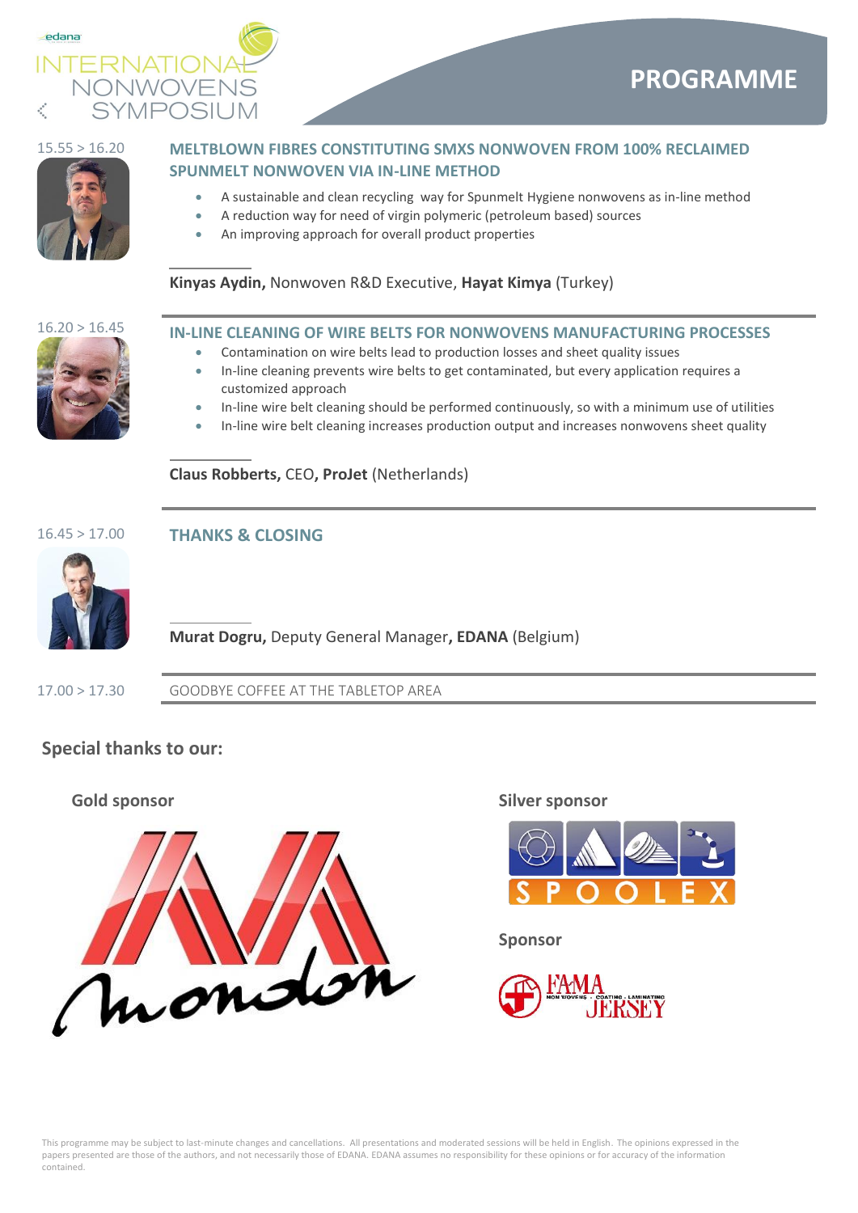# PROGRAMME

15.55 > 16.20

## MELTBLOWN FIBRES CONSTITUTING SMXS NONWOVEN FROM 100% RECLAIMED SPUNMELT NONWOVEN VIA IN-LINE METHOD

- A sustainable and clean recycling way for Spunmelt Hygiene nonwovens as in-line method
- A reduction way for need of virgin polymeric (petroleum based) sources
- An improving approach for overall product properties

**Kinyas Aydin,** Nonwoven R&D Executive, **Hayat Kimya** (Turkey)

16.20 > 16.45

## IN-LINE CLEANING OF WIRE BELTS FOR NONWOVENS MANUFACTURING PROCESSES

- Contamination on wire belts lead to production losses and sheet quality issues
- In-line cleaning prevents wire belts to get contaminated, but every application requires a customized approach
- In-line wire belt cleaning should be performed continuously, so with a minimum use of utilities
- In-line wire belt cleaning increases production output and increases nonwovens sheet quality

**Claus Robberts,** CEO**, ProJet** (Netherlands)

16.45 > 17.00

## THANKS & CLOSING

**Murat Dogru,** Deputy General Manager**, EDANA** (Belgium)

17.00 > 17.30

GOODBYE COFFEE AT THE TABLETOP AREA

## Special thanks to our:

**Gold sponsor**

**Silver sponsor**

**Sponsor**

This programme may be subject to last-minute changes and cancellations. All presentations and moderated sessions will be held in English. The opinions expressed in the papers presented are those of the authors, and not necessarily those of EDANA. EDANA assumes no responsibility for these opinions or for accuracy of the information contained.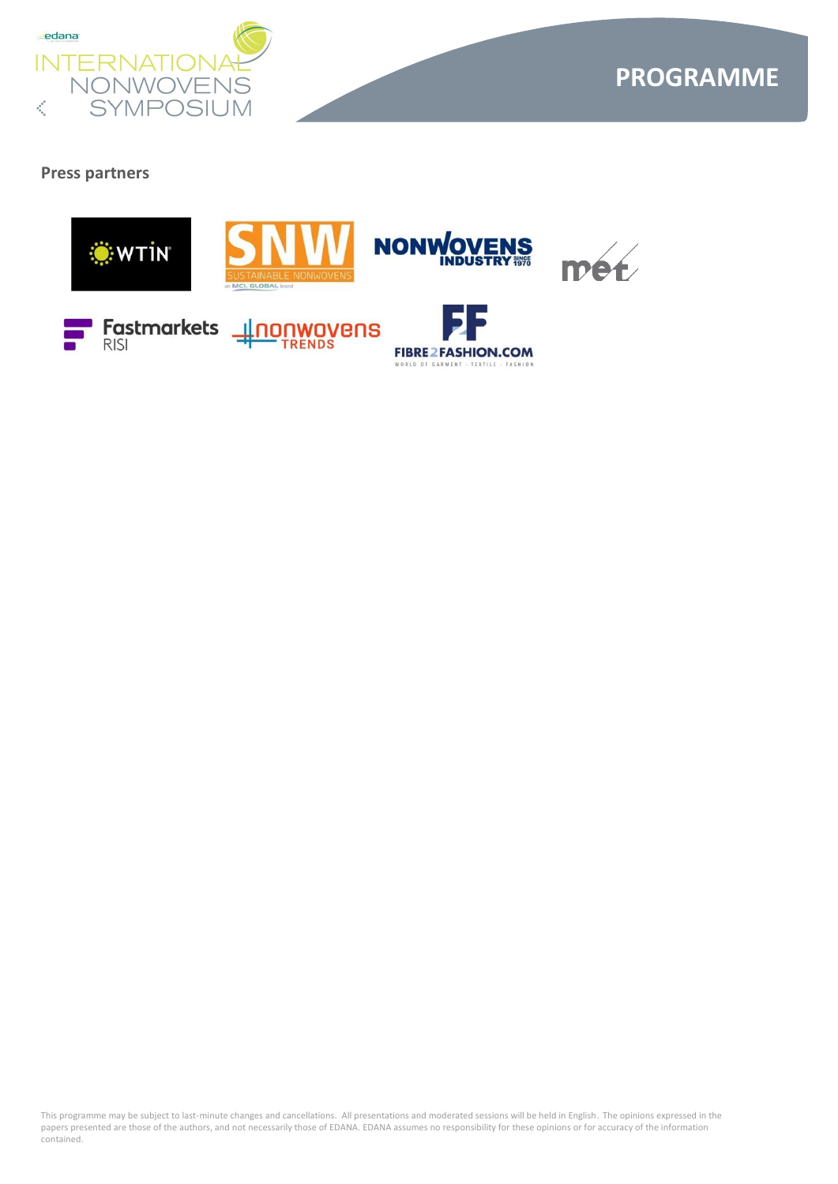## Press partners

This programme may be subject to last-minute changes and cancellations. All presentations and moderated sessions will be held in English. The opinions expressed in the papers presented are those of the authors, and not necessarily those of EDANA. EDANA assumes no responsibility for these opinions or for accuracy of the information contained.